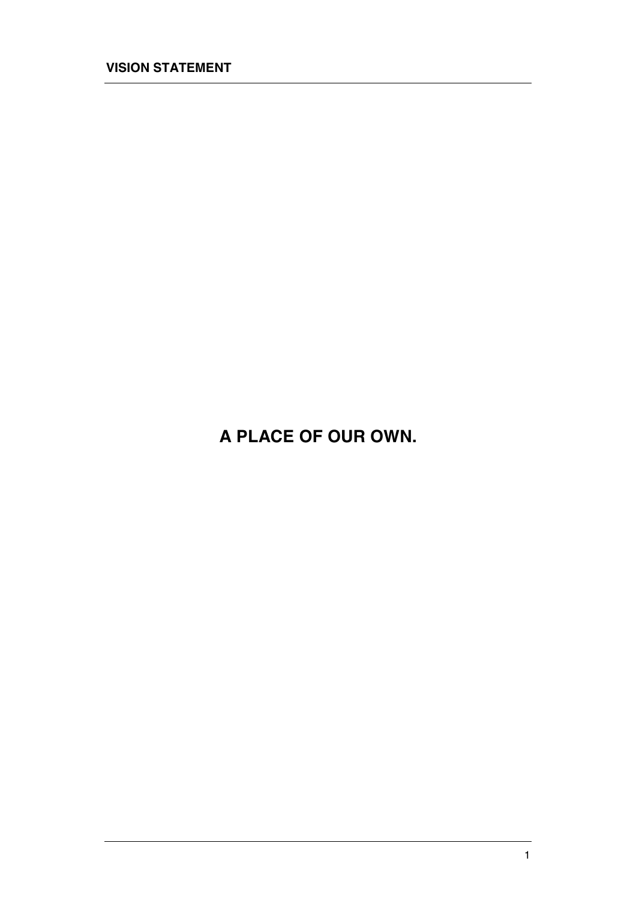**VISION STATEMENT**

# A PLACE OF OUR OWN.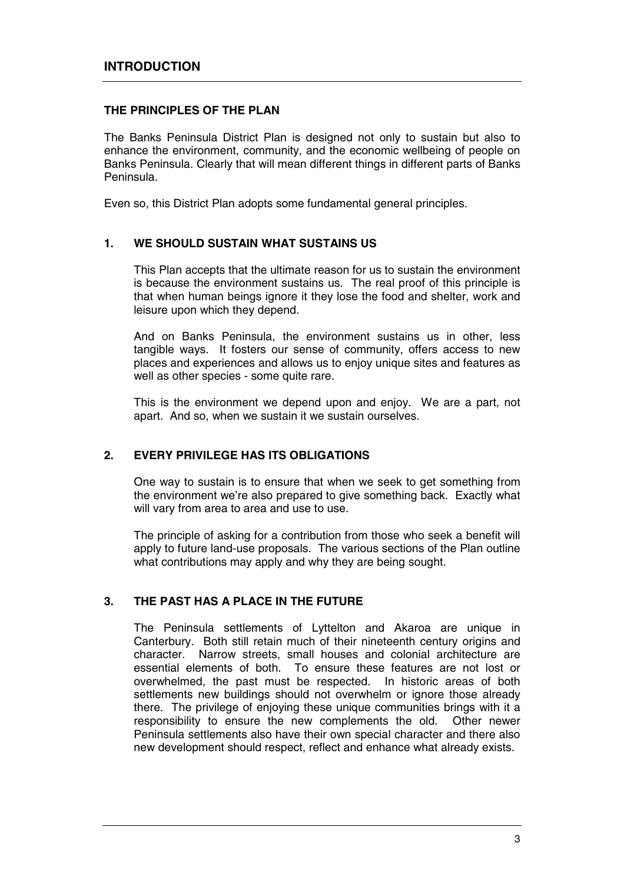## INTRODUCTION

### THE PRINCIPLES OF THE PLAN

The Banks Peninsula District Plan is designed not only to sustain but also to enhance the environment, community, and the economic wellbeing of people on Banks Peninsula. Clearly that will mean different things in different parts of Banks Peninsula.

Even so, this District Plan adopts some fundamental general principles.

### 1. WE SHOULD SUSTAIN WHAT SUSTAINS US

This Plan accepts that the ultimate reason for us to sustain the environment is because the environment sustains us. The real proof of this principle is that when human beings ignore it they lose the food and shelter, work and leisure upon which they depend.

And on Banks Peninsula, the environment sustains us in other, less tangible ways. It fosters our sense of community, offers access to new places and experiences and allows us to enjoy unique sites and features as well as other species - some quite rare.

This is the environment we depend upon and enjoy. We are a part, not apart. And so, when we sustain it we sustain ourselves.

### 2. EVERY PRIVILEGE HAS ITS OBLIGATIONS

One way to sustain is to ensure that when we seek to get something from the environment we're also prepared to give something back. Exactly what will vary from area to area and use to use.

The principle of asking for a contribution from those who seek a benefit will apply to future land-use proposals. The various sections of the Plan outline what contributions may apply and why they are being sought.

### 3. THE PAST HAS A PLACE IN THE FUTURE

The Peninsula settlements of Lyttelton and Akaroa are unique in Canterbury. Both still retain much of their nineteenth century origins and character. Narrow streets, small houses and colonial architecture are essential elements of both. To ensure these features are not lost or overwhelmed, the past must be respected. In historic areas of both settlements new buildings should not overwhelm or ignore those already there. The privilege of enjoying these unique communities brings with it a responsibility to ensure the new complements the old. Other newer Peninsula settlements also have their own special character and there also new development should respect, reflect and enhance what already exists.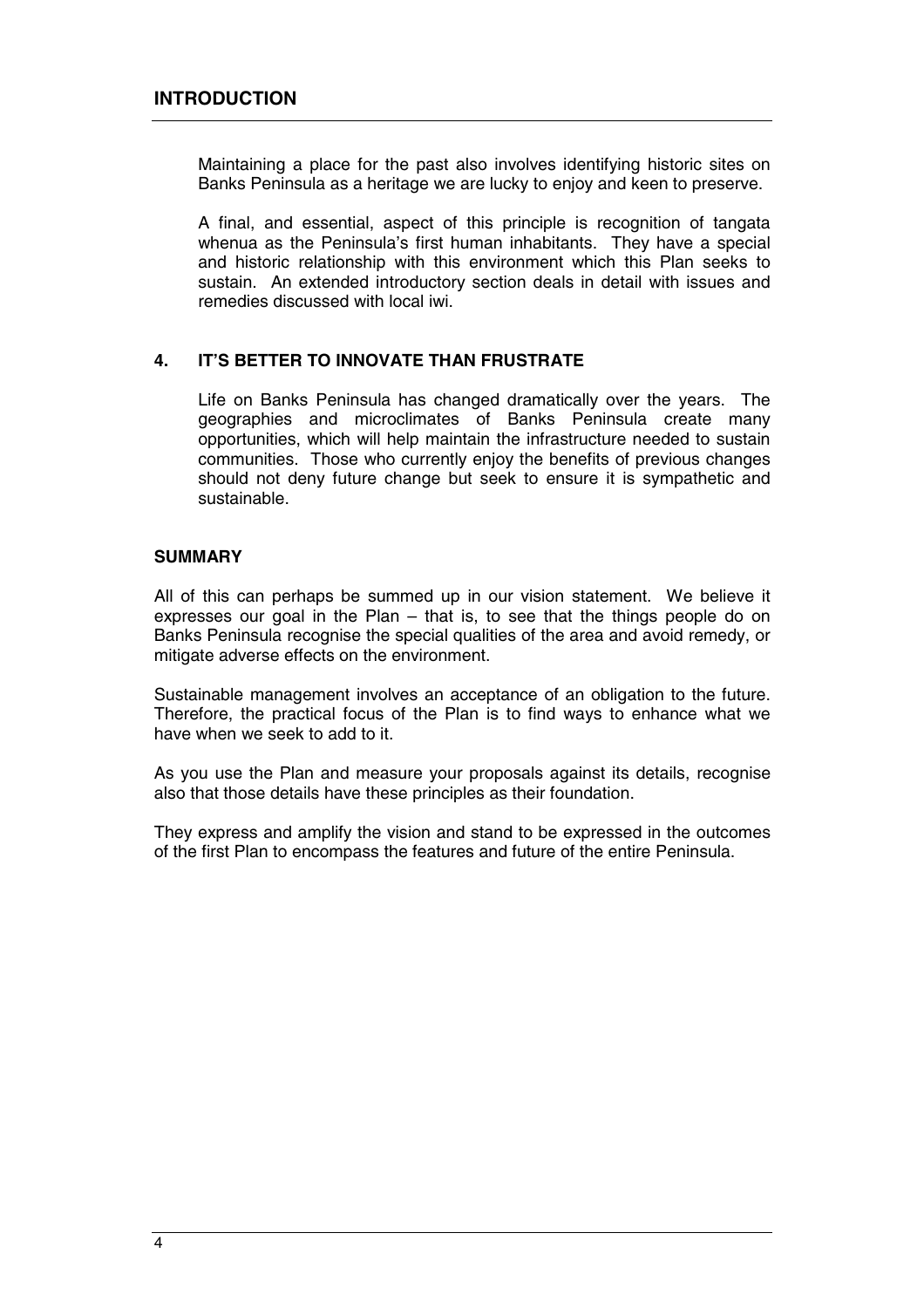Maintaining a place for the past also involves identifying historic sites on Banks Peninsula as a heritage we are lucky to enjoy and keen to preserve.

A final, and essential, aspect of this principle is recognition of tangata whenua as the Peninsula's first human inhabitants. They have a special and historic relationship with this environment which this Plan seeks to sustain. An extended introductory section deals in detail with issues and remedies discussed with local iwi.

### 4. IT'S BETTER TO INNOVATE THAN FRUSTRATE

Life on Banks Peninsula has changed dramatically over the years. The geographies and microclimates of Banks Peninsula create many opportunities, which will help maintain the infrastructure needed to sustain communities. Those who currently enjoy the benefits of previous changes should not deny future change but seek to ensure it is sympathetic and sustainable.

### SUMMARY

All of this can perhaps be summed up in our vision statement. We believe it expresses our goal in the Plan – that is, to see that the things people do on Banks Peninsula recognise the special qualities of the area and avoid remedy, or mitigate adverse effects on the environment.

Sustainable management involves an acceptance of an obligation to the future. Therefore, the practical focus of the Plan is to find ways to enhance what we have when we seek to add to it.

As you use the Plan and measure your proposals against its details, recognise also that those details have these principles as their foundation.

They express and amplify the vision and stand to be expressed in the outcomes of the first Plan to encompass the features and future of the entire Peninsula.